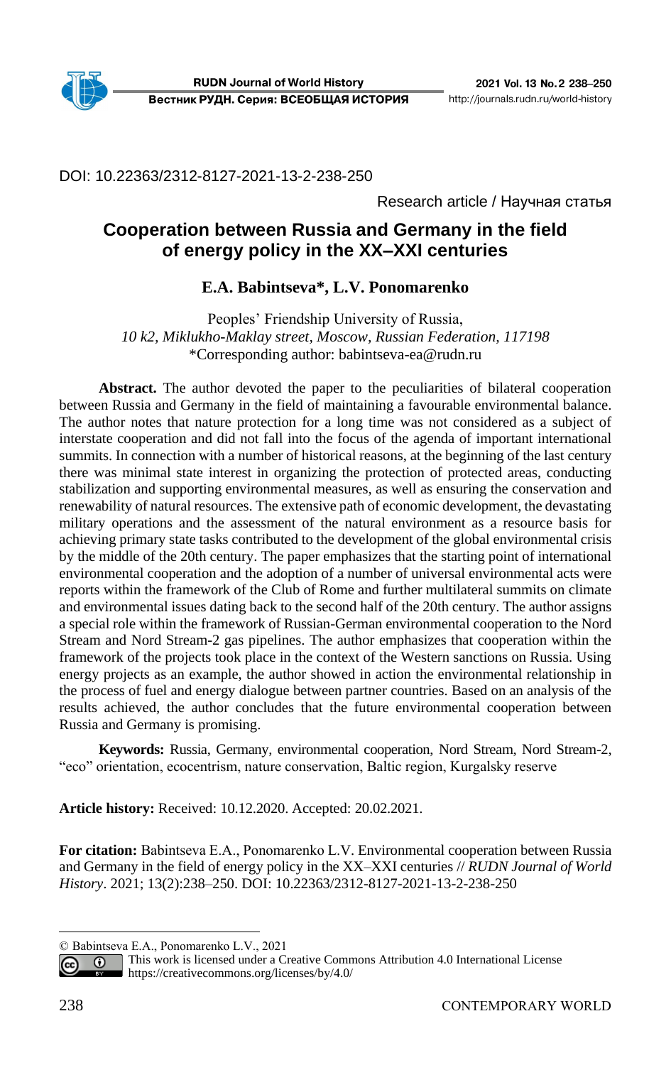DOI: 10.22363/2312-8127-2021-13-2-238-250

Research article / Научная статья

# Cooperation between Russia and Germany in the field of energy policy in the XX–XXI centuries

**E.A. Babintseva\*, L.V. Ponomarenko**

Peoples' Friendship University of Russia,
*10 k2, Miklukho-Maklay street, Moscow, Russian Federation, 117198*
\*Corresponding author: babintseva-ea@rudn.ru

**Abstract.** The author devoted the paper to the peculiarities of bilateral cooperation between Russia and Germany in the field of maintaining a favourable environmental balance. The author notes that nature protection for a long time was not considered as a subject of interstate cooperation and did not fall into the focus of the agenda of important international summits. In connection with a number of historical reasons, at the beginning of the last century there was minimal state interest in organizing the protection of protected areas, conducting stabilization and supporting environmental measures, as well as ensuring the conservation and renewability of natural resources. The extensive path of economic development, the devastating military operations and the assessment of the natural environment as a resource basis for achieving primary state tasks contributed to the development of the global environmental crisis by the middle of the 20th century. The paper emphasizes that the starting point of international environmental cooperation and the adoption of a number of universal environmental acts were reports within the framework of the Club of Rome and further multilateral summits on climate and environmental issues dating back to the second half of the 20th century. The author assigns a special role within the framework of Russian-German environmental cooperation to the Nord Stream and Nord Stream-2 gas pipelines. The author emphasizes that cooperation within the framework of the projects took place in the context of the Western sanctions on Russia. Using energy projects as an example, the author showed in action the environmental relationship in the process of fuel and energy dialogue between partner countries. Based on an analysis of the results achieved, the author concludes that the future environmental cooperation between Russia and Germany is promising.

**Keywords:** Russia, Germany, environmental cooperation, Nord Stream, Nord Stream-2, "eco" orientation, ecocentrism, nature conservation, Baltic region, Kurgalsky reserve

**Article history:** Received: 10.12.2020. Accepted: 20.02.2021.

**For citation:** Babintseva E.A., Ponomarenko L.V. Environmental cooperation between Russia and Germany in the field of energy policy in the XX–XXI centuries // *RUDN Journal of World History*. 2021; 13(2):238–250. DOI: 10.22363/2312-8127-2021-13-2-238-250

---

© Babintseva E.A., Ponomarenko L.V., 2021

This work is licensed under a Creative Commons Attribution 4.0 International License https://creativecommons.org/licenses/by/4.0/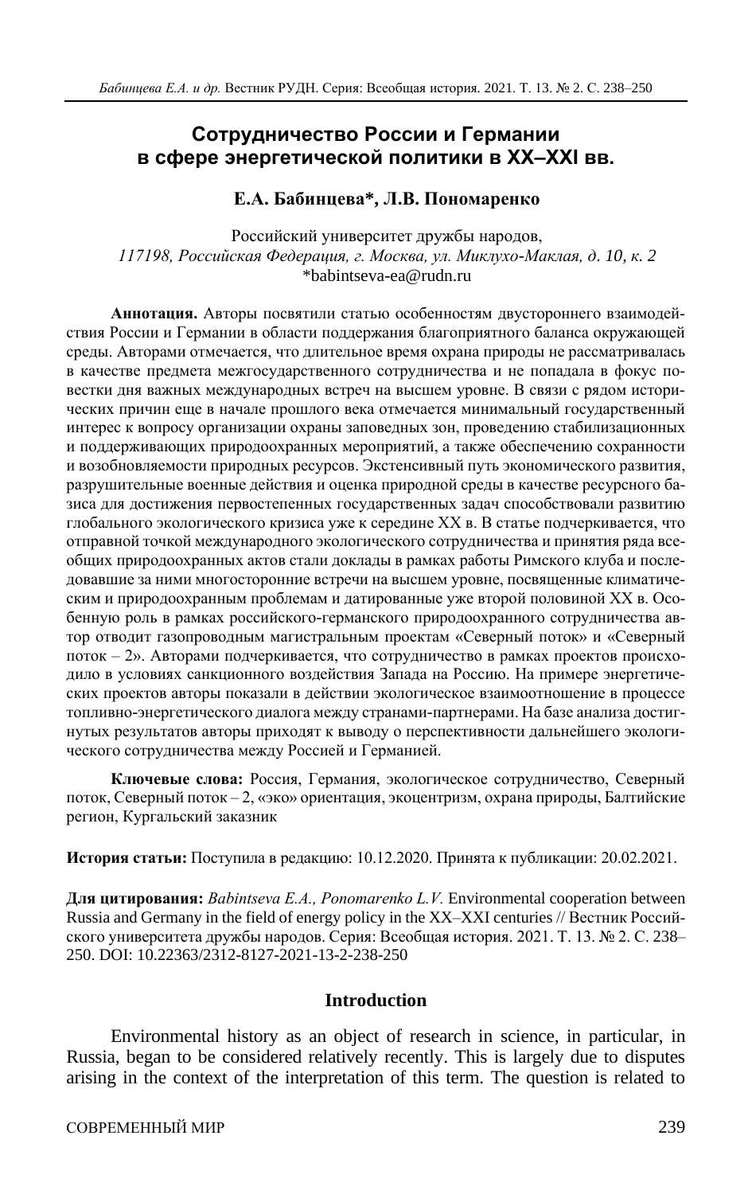# Сотрудничество России и Германии в сфере энергетической политики в XX–XXI вв.

**Е.А. Бабинцева*, Л.В. Пономаренко**

Российский университет дружбы народов,
*117198, Российская Федерация, г. Москва, ул. Миклухо-Маклая, д. 10, к. 2*
*babintseva-ea@rudn.ru

**Аннотация.** Авторы посвятили статью особенностям двустороннего взаимодействия России и Германии в области поддержания благоприятного баланса окружающей среды. Авторами отмечается, что длительное время охрана природы не рассматривалась в качестве предмета межгосударственного сотрудничества и не попадала в фокус повестки дня важных международных встреч на высшем уровне. В связи с рядом исторических причин еще в начале прошлого века отмечается минимальный государственный интерес к вопросу организации охраны заповедных зон, проведению стабилизационных и поддерживающих природоохранных мероприятий, а также обеспечению сохранности и возобновляемости природных ресурсов. Экстенсивный путь экономического развития, разрушительные военные действия и оценка природной среды в качестве ресурсного базиса для достижения первостепенных государственных задач способствовали развитию глобального экологического кризиса уже к середине XX в. В статье подчеркивается, что отправной точкой международного экологического сотрудничества и принятия ряда всеобщих природоохранных актов стали доклады в рамках работы Римского клуба и последовавшие за ними многосторонние встречи на высшем уровне, посвященные климатическим и природоохранным проблемам и датированные уже второй половиной XX в. Особенную роль в рамках российского-германского природоохранного сотрудничества автор отводит газопроводным магистральным проектам «Северный поток» и «Северный поток – 2». Авторами подчеркивается, что сотрудничество в рамках проектов происходило в условиях санкционного воздействия Запада на Россию. На примере энергетических проектов авторы показали в действии экологическое взаимоотношение в процессе топливно-энергетического диалога между странами-партнерами. На базе анализа достигнутых результатов авторы приходят к выводу о перспективности дальнейшего экологического сотрудничества между Россией и Германией.

**Ключевые слова:** Россия, Германия, экологическое сотрудничество, Северный поток, Северный поток – 2, «эко» ориентация, экоцентризм, охрана природы, Балтийские регион, Кургальский заказник

**История статьи:** Поступила в редакцию: 10.12.2020. Принята к публикации: 20.02.2021.

**Для цитирования:** *Babintseva E.A., Ponomarenko L.V.* Environmental cooperation between Russia and Germany in the field of energy policy in the XX–XXI centuries // Вестник Российского университета дружбы народов. Серия: Всеобщая история. 2021. Т. 13. № 2. С. 238–250. DOI: 10.22363/2312-8127-2021-13-2-238-250

## Introduction

Environmental history as an object of research in science, in particular, in Russia, began to be considered relatively recently. This is largely due to disputes arising in the context of the interpretation of this term. The question is related to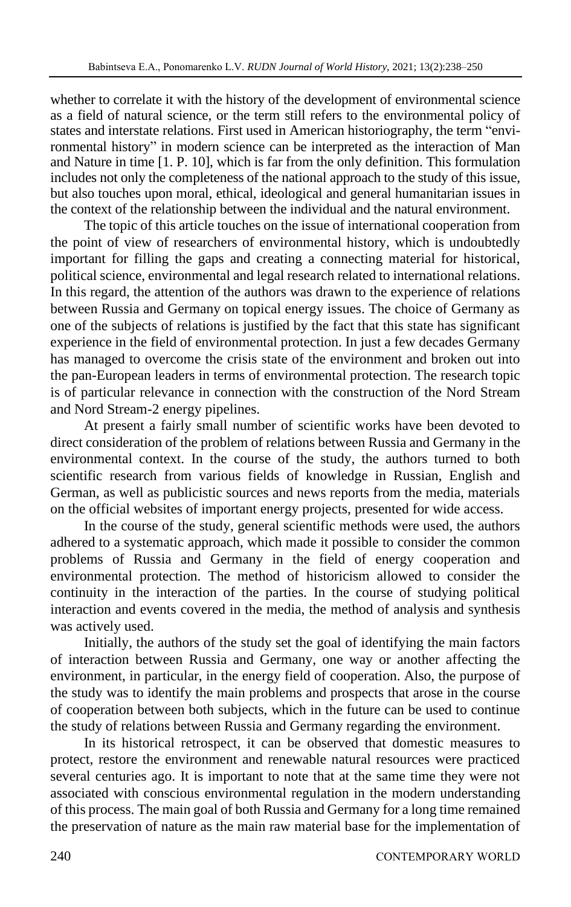whether to correlate it with the history of the development of environmental science as a field of natural science, or the term still refers to the environmental policy of states and interstate relations. First used in American historiography, the term "environmental history" in modern science can be interpreted as the interaction of Man and Nature in time [1. P. 10], which is far from the only definition. This formulation includes not only the completeness of the national approach to the study of this issue, but also touches upon moral, ethical, ideological and general humanitarian issues in the context of the relationship between the individual and the natural environment.

The topic of this article touches on the issue of international cooperation from the point of view of researchers of environmental history, which is undoubtedly important for filling the gaps and creating a connecting material for historical, political science, environmental and legal research related to international relations. In this regard, the attention of the authors was drawn to the experience of relations between Russia and Germany on topical energy issues. The choice of Germany as one of the subjects of relations is justified by the fact that this state has significant experience in the field of environmental protection. In just a few decades Germany has managed to overcome the crisis state of the environment and broken out into the pan-European leaders in terms of environmental protection. The research topic is of particular relevance in connection with the construction of the Nord Stream and Nord Stream-2 energy pipelines.

At present a fairly small number of scientific works have been devoted to direct consideration of the problem of relations between Russia and Germany in the environmental context. In the course of the study, the authors turned to both scientific research from various fields of knowledge in Russian, English and German, as well as publicistic sources and news reports from the media, materials on the official websites of important energy projects, presented for wide access.

In the course of the study, general scientific methods were used, the authors adhered to a systematic approach, which made it possible to consider the common problems of Russia and Germany in the field of energy cooperation and environmental protection. The method of historicism allowed to consider the continuity in the interaction of the parties. In the course of studying political interaction and events covered in the media, the method of analysis and synthesis was actively used.

Initially, the authors of the study set the goal of identifying the main factors of interaction between Russia and Germany, one way or another affecting the environment, in particular, in the energy field of cooperation. Also, the purpose of the study was to identify the main problems and prospects that arose in the course of cooperation between both subjects, which in the future can be used to continue the study of relations between Russia and Germany regarding the environment.

In its historical retrospect, it can be observed that domestic measures to protect, restore the environment and renewable natural resources were practiced several centuries ago. It is important to note that at the same time they were not associated with conscious environmental regulation in the modern understanding of this process. The main goal of both Russia and Germany for a long time remained the preservation of nature as the main raw material base for the implementation of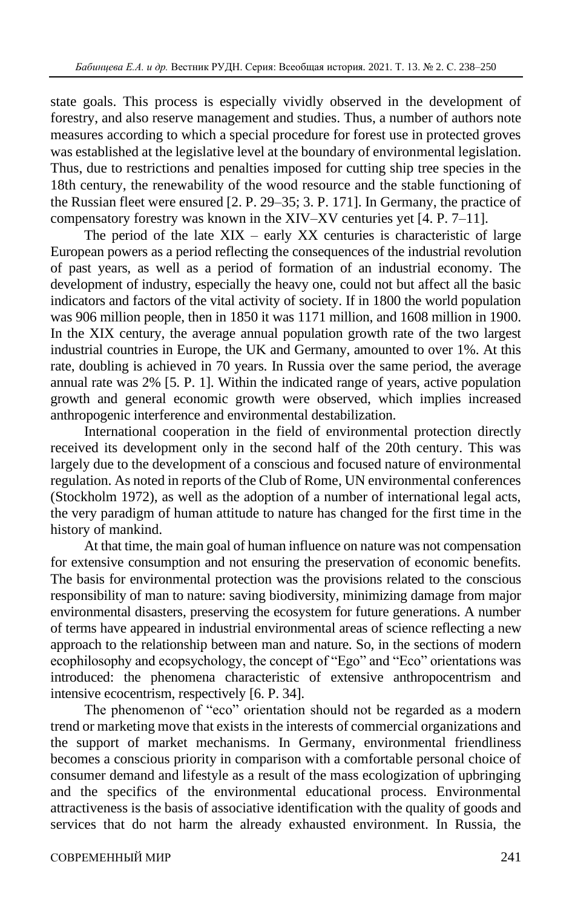state goals. This process is especially vividly observed in the development of forestry, and also reserve management and studies. Thus, a number of authors note measures according to which a special procedure for forest use in protected groves was established at the legislative level at the boundary of environmental legislation. Thus, due to restrictions and penalties imposed for cutting ship tree species in the 18th century, the renewability of the wood resource and the stable functioning of the Russian fleet were ensured [2. P. 29–35; 3. P. 171]. In Germany, the practice of compensatory forestry was known in the XIV–XV centuries yet [4. P. 7–11].

The period of the late XIX – early XX centuries is characteristic of large European powers as a period reflecting the consequences of the industrial revolution of past years, as well as a period of formation of an industrial economy. The development of industry, especially the heavy one, could not but affect all the basic indicators and factors of the vital activity of society. If in 1800 the world population was 906 million people, then in 1850 it was 1171 million, and 1608 million in 1900. In the XIX century, the average annual population growth rate of the two largest industrial countries in Europe, the UK and Germany, amounted to over 1%. At this rate, doubling is achieved in 70 years. In Russia over the same period, the average annual rate was 2% [5. P. 1]. Within the indicated range of years, active population growth and general economic growth were observed, which implies increased anthropogenic interference and environmental destabilization.

International cooperation in the field of environmental protection directly received its development only in the second half of the 20th century. This was largely due to the development of a conscious and focused nature of environmental regulation. As noted in reports of the Club of Rome, UN environmental conferences (Stockholm 1972), as well as the adoption of a number of international legal acts, the very paradigm of human attitude to nature has changed for the first time in the history of mankind.

At that time, the main goal of human influence on nature was not compensation for extensive consumption and not ensuring the preservation of economic benefits. The basis for environmental protection was the provisions related to the conscious responsibility of man to nature: saving biodiversity, minimizing damage from major environmental disasters, preserving the ecosystem for future generations. A number of terms have appeared in industrial environmental areas of science reflecting a new approach to the relationship between man and nature. So, in the sections of modern ecophilosophy and ecopsychology, the concept of "Ego" and "Eco" orientations was introduced: the phenomena characteristic of extensive anthropocentrism and intensive ecocentrism, respectively [6. P. 34].

The phenomenon of "eco" orientation should not be regarded as a modern trend or marketing move that exists in the interests of commercial organizations and the support of market mechanisms. In Germany, environmental friendliness becomes a conscious priority in comparison with a comfortable personal choice of consumer demand and lifestyle as a result of the mass ecologization of upbringing and the specifics of the environmental educational process. Environmental attractiveness is the basis of associative identification with the quality of goods and services that do not harm the already exhausted environment. In Russia, the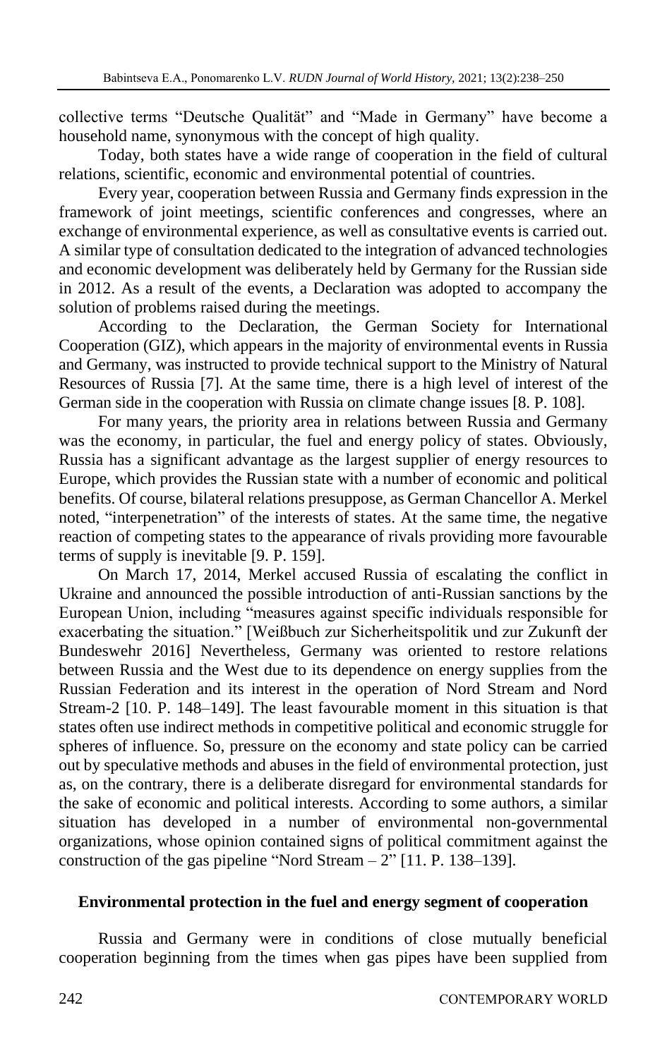collective terms "Deutsche Qualität" and "Made in Germany" have become a household name, synonymous with the concept of high quality.

Today, both states have a wide range of cooperation in the field of cultural relations, scientific, economic and environmental potential of countries.

Every year, cooperation between Russia and Germany finds expression in the framework of joint meetings, scientific conferences and congresses, where an exchange of environmental experience, as well as consultative events is carried out. A similar type of consultation dedicated to the integration of advanced technologies and economic development was deliberately held by Germany for the Russian side in 2012. As a result of the events, a Declaration was adopted to accompany the solution of problems raised during the meetings.

According to the Declaration, the German Society for International Cooperation (GIZ), which appears in the majority of environmental events in Russia and Germany, was instructed to provide technical support to the Ministry of Natural Resources of Russia [7]. At the same time, there is a high level of interest of the German side in the cooperation with Russia on climate change issues [8. P. 108].

For many years, the priority area in relations between Russia and Germany was the economy, in particular, the fuel and energy policy of states. Obviously, Russia has a significant advantage as the largest supplier of energy resources to Europe, which provides the Russian state with a number of economic and political benefits. Of course, bilateral relations presuppose, as German Chancellor A. Merkel noted, "interpenetration" of the interests of states. At the same time, the negative reaction of competing states to the appearance of rivals providing more favourable terms of supply is inevitable [9. P. 159].

On March 17, 2014, Merkel accused Russia of escalating the conflict in Ukraine and announced the possible introduction of anti-Russian sanctions by the European Union, including "measures against specific individuals responsible for exacerbating the situation." [Weißbuch zur Sicherheitspolitik und zur Zukunft der Bundeswehr 2016] Nevertheless, Germany was oriented to restore relations between Russia and the West due to its dependence on energy supplies from the Russian Federation and its interest in the operation of Nord Stream and Nord Stream-2 [10. P. 148–149]. The least favourable moment in this situation is that states often use indirect methods in competitive political and economic struggle for spheres of influence. So, pressure on the economy and state policy can be carried out by speculative methods and abuses in the field of environmental protection, just as, on the contrary, there is a deliberate disregard for environmental standards for the sake of economic and political interests. According to some authors, a similar situation has developed in a number of environmental non-governmental organizations, whose opinion contained signs of political commitment against the construction of the gas pipeline "Nord Stream – 2" [11. P. 138–139].

## Environmental protection in the fuel and energy segment of cooperation

Russia and Germany were in conditions of close mutually beneficial cooperation beginning from the times when gas pipes have been supplied from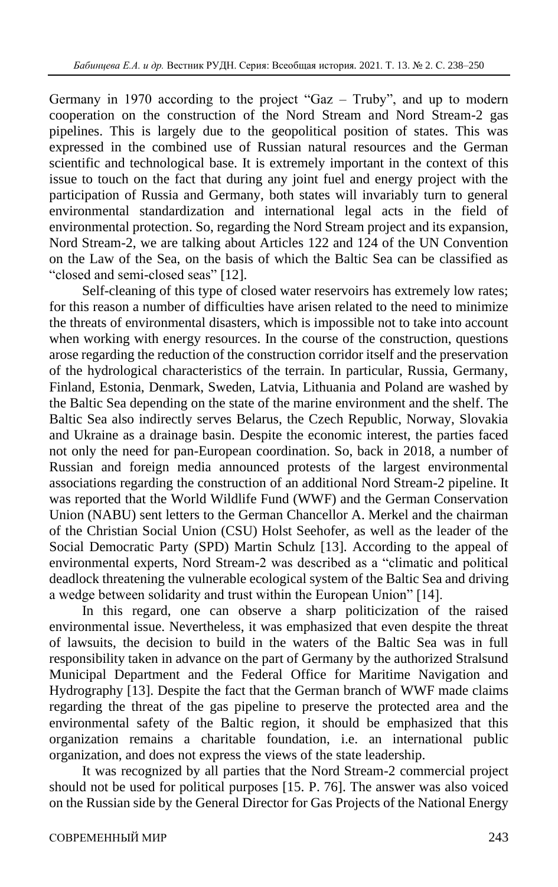Germany in 1970 according to the project "Gaz – Truby", and up to modern cooperation on the construction of the Nord Stream and Nord Stream-2 gas pipelines. This is largely due to the geopolitical position of states. This was expressed in the combined use of Russian natural resources and the German scientific and technological base. It is extremely important in the context of this issue to touch on the fact that during any joint fuel and energy project with the participation of Russia and Germany, both states will invariably turn to general environmental standardization and international legal acts in the field of environmental protection. So, regarding the Nord Stream project and its expansion, Nord Stream-2, we are talking about Articles 122 and 124 of the UN Convention on the Law of the Sea, on the basis of which the Baltic Sea can be classified as "closed and semi-closed seas" [12].

Self-cleaning of this type of closed water reservoirs has extremely low rates; for this reason a number of difficulties have arisen related to the need to minimize the threats of environmental disasters, which is impossible not to take into account when working with energy resources. In the course of the construction, questions arose regarding the reduction of the construction corridor itself and the preservation of the hydrological characteristics of the terrain. In particular, Russia, Germany, Finland, Estonia, Denmark, Sweden, Latvia, Lithuania and Poland are washed by the Baltic Sea depending on the state of the marine environment and the shelf. The Baltic Sea also indirectly serves Belarus, the Czech Republic, Norway, Slovakia and Ukraine as a drainage basin. Despite the economic interest, the parties faced not only the need for pan-European coordination. So, back in 2018, a number of Russian and foreign media announced protests of the largest environmental associations regarding the construction of an additional Nord Stream-2 pipeline. It was reported that the World Wildlife Fund (WWF) and the German Conservation Union (NABU) sent letters to the German Chancellor A. Merkel and the chairman of the Christian Social Union (CSU) Holst Seehofer, as well as the leader of the Social Democratic Party (SPD) Martin Schulz [13]. According to the appeal of environmental experts, Nord Stream-2 was described as a "climatic and political deadlock threatening the vulnerable ecological system of the Baltic Sea and driving a wedge between solidarity and trust within the European Union" [14].

In this regard, one can observe a sharp politicization of the raised environmental issue. Nevertheless, it was emphasized that even despite the threat of lawsuits, the decision to build in the waters of the Baltic Sea was in full responsibility taken in advance on the part of Germany by the authorized Stralsund Municipal Department and the Federal Office for Maritime Navigation and Hydrography [13]. Despite the fact that the German branch of WWF made claims regarding the threat of the gas pipeline to preserve the protected area and the environmental safety of the Baltic region, it should be emphasized that this organization remains a charitable foundation, i.e. an international public organization, and does not express the views of the state leadership.

It was recognized by all parties that the Nord Stream-2 commercial project should not be used for political purposes [15. P. 76]. The answer was also voiced on the Russian side by the General Director for Gas Projects of the National Energy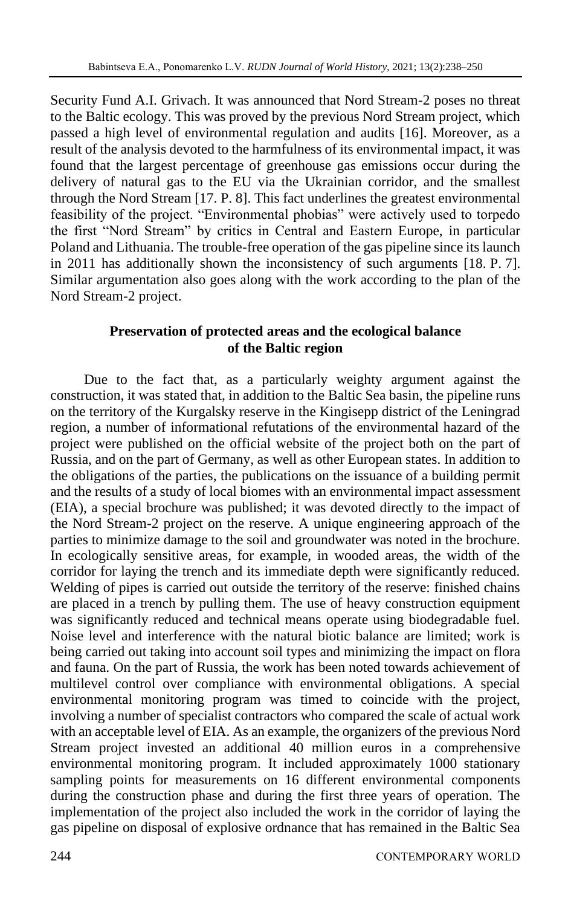Security Fund A.I. Grivach. It was announced that Nord Stream-2 poses no threat to the Baltic ecology. This was proved by the previous Nord Stream project, which passed a high level of environmental regulation and audits [16]. Moreover, as a result of the analysis devoted to the harmfulness of its environmental impact, it was found that the largest percentage of greenhouse gas emissions occur during the delivery of natural gas to the EU via the Ukrainian corridor, and the smallest through the Nord Stream [17. P. 8]. This fact underlines the greatest environmental feasibility of the project. "Environmental phobias" were actively used to torpedo the first "Nord Stream" by critics in Central and Eastern Europe, in particular Poland and Lithuania. The trouble-free operation of the gas pipeline since its launch in 2011 has additionally shown the inconsistency of such arguments [18. P. 7]. Similar argumentation also goes along with the work according to the plan of the Nord Stream-2 project.

## Preservation of protected areas and the ecological balance of the Baltic region

Due to the fact that, as a particularly weighty argument against the construction, it was stated that, in addition to the Baltic Sea basin, the pipeline runs on the territory of the Kurgalsky reserve in the Kingisepp district of the Leningrad region, a number of informational refutations of the environmental hazard of the project were published on the official website of the project both on the part of Russia, and on the part of Germany, as well as other European states. In addition to the obligations of the parties, the publications on the issuance of a building permit and the results of a study of local biomes with an environmental impact assessment (EIA), a special brochure was published; it was devoted directly to the impact of the Nord Stream-2 project on the reserve. A unique engineering approach of the parties to minimize damage to the soil and groundwater was noted in the brochure. In ecologically sensitive areas, for example, in wooded areas, the width of the corridor for laying the trench and its immediate depth were significantly reduced. Welding of pipes is carried out outside the territory of the reserve: finished chains are placed in a trench by pulling them. The use of heavy construction equipment was significantly reduced and technical means operate using biodegradable fuel. Noise level and interference with the natural biotic balance are limited; work is being carried out taking into account soil types and minimizing the impact on flora and fauna. On the part of Russia, the work has been noted towards achievement of multilevel control over compliance with environmental obligations. A special environmental monitoring program was timed to coincide with the project, involving a number of specialist contractors who compared the scale of actual work with an acceptable level of EIA. As an example, the organizers of the previous Nord Stream project invested an additional 40 million euros in a comprehensive environmental monitoring program. It included approximately 1000 stationary sampling points for measurements on 16 different environmental components during the construction phase and during the first three years of operation. The implementation of the project also included the work in the corridor of laying the gas pipeline on disposal of explosive ordnance that has remained in the Baltic Sea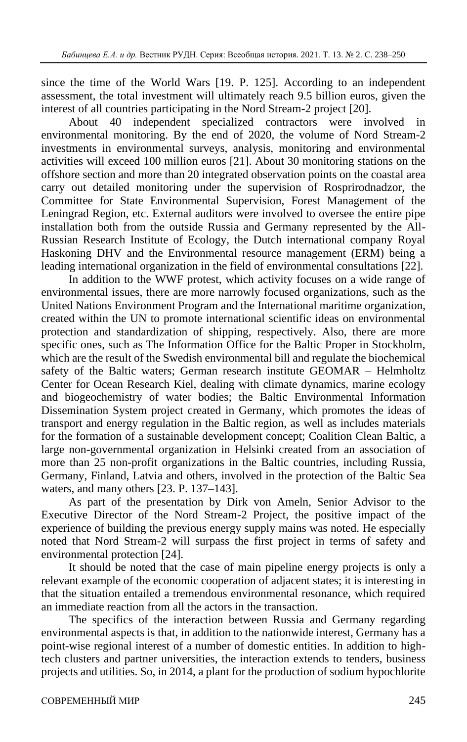since the time of the World Wars [19. P. 125]. According to an independent assessment, the total investment will ultimately reach 9.5 billion euros, given the interest of all countries participating in the Nord Stream-2 project [20].

About 40 independent specialized contractors were involved in environmental monitoring. By the end of 2020, the volume of Nord Stream-2 investments in environmental surveys, analysis, monitoring and environmental activities will exceed 100 million euros [21]. About 30 monitoring stations on the offshore section and more than 20 integrated observation points on the coastal area carry out detailed monitoring under the supervision of Rosprirodnadzor, the Committee for State Environmental Supervision, Forest Management of the Leningrad Region, etc. External auditors were involved to oversee the entire pipe installation both from the outside Russia and Germany represented by the All-Russian Research Institute of Ecology, the Dutch international company Royal Haskoning DHV and the Environmental resource management (ERM) being a leading international organization in the field of environmental consultations [22].

In addition to the WWF protest, which activity focuses on a wide range of environmental issues, there are more narrowly focused organizations, such as the United Nations Environment Program and the International maritime organization, created within the UN to promote international scientific ideas on environmental protection and standardization of shipping, respectively. Also, there are more specific ones, such as The Information Office for the Baltic Proper in Stockholm, which are the result of the Swedish environmental bill and regulate the biochemical safety of the Baltic waters; German research institute GEOMAR – Helmholtz Center for Ocean Research Kiel, dealing with climate dynamics, marine ecology and biogeochemistry of water bodies; the Baltic Environmental Information Dissemination System project created in Germany, which promotes the ideas of transport and energy regulation in the Baltic region, as well as includes materials for the formation of a sustainable development concept; Coalition Clean Baltic, a large non-governmental organization in Helsinki created from an association of more than 25 non-profit organizations in the Baltic countries, including Russia, Germany, Finland, Latvia and others, involved in the protection of the Baltic Sea waters, and many others [23. P. 137–143].

As part of the presentation by Dirk von Ameln, Senior Advisor to the Executive Director of the Nord Stream-2 Project, the positive impact of the experience of building the previous energy supply mains was noted. He especially noted that Nord Stream-2 will surpass the first project in terms of safety and environmental protection [24].

It should be noted that the case of main pipeline energy projects is only a relevant example of the economic cooperation of adjacent states; it is interesting in that the situation entailed a tremendous environmental resonance, which required an immediate reaction from all the actors in the transaction.

The specifics of the interaction between Russia and Germany regarding environmental aspects is that, in addition to the nationwide interest, Germany has a point-wise regional interest of a number of domestic entities. In addition to high-tech clusters and partner universities, the interaction extends to tenders, business projects and utilities. So, in 2014, a plant for the production of sodium hypochlorite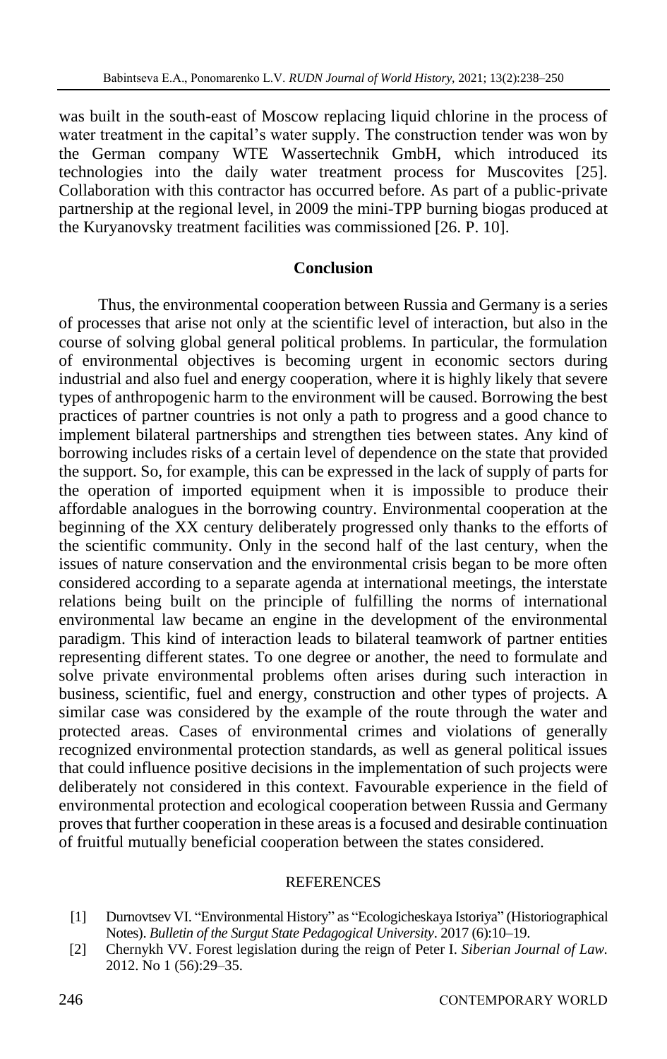was built in the south-east of Moscow replacing liquid chlorine in the process of water treatment in the capital's water supply. The construction tender was won by the German company WTE Wassertechnik GmbH, which introduced its technologies into the daily water treatment process for Muscovites [25]. Collaboration with this contractor has occurred before. As part of a public-private partnership at the regional level, in 2009 the mini-TPP burning biogas produced at the Kuryanovsky treatment facilities was commissioned [26. P. 10].

## Conclusion

Thus, the environmental cooperation between Russia and Germany is a series of processes that arise not only at the scientific level of interaction, but also in the course of solving global general political problems. In particular, the formulation of environmental objectives is becoming urgent in economic sectors during industrial and also fuel and energy cooperation, where it is highly likely that severe types of anthropogenic harm to the environment will be caused. Borrowing the best practices of partner countries is not only a path to progress and a good chance to implement bilateral partnerships and strengthen ties between states. Any kind of borrowing includes risks of a certain level of dependence on the state that provided the support. So, for example, this can be expressed in the lack of supply of parts for the operation of imported equipment when it is impossible to produce their affordable analogues in the borrowing country. Environmental cooperation at the beginning of the XX century deliberately progressed only thanks to the efforts of the scientific community. Only in the second half of the last century, when the issues of nature conservation and the environmental crisis began to be more often considered according to a separate agenda at international meetings, the interstate relations being built on the principle of fulfilling the norms of international environmental law became an engine in the development of the environmental paradigm. This kind of interaction leads to bilateral teamwork of partner entities representing different states. To one degree or another, the need to formulate and solve private environmental problems often arises during such interaction in business, scientific, fuel and energy, construction and other types of projects. A similar case was considered by the example of the route through the water and protected areas. Cases of environmental crimes and violations of generally recognized environmental protection standards, as well as general political issues that could influence positive decisions in the implementation of such projects were deliberately not considered in this context. Favourable experience in the field of environmental protection and ecological cooperation between Russia and Germany proves that further cooperation in these areas is a focused and desirable continuation of fruitful mutually beneficial cooperation between the states considered.

## REFERENCES

[1] Durnovtsev VI. "Environmental History" as "Ecologicheskaya Istoriya" (Historiographical Notes). *Bulletin of the Surgut State Pedagogical University*. 2017 (6):10–19.

[2] Chernykh VV. Forest legislation during the reign of Peter I. *Siberian Journal of Law*. 2012. No 1 (56):29–35.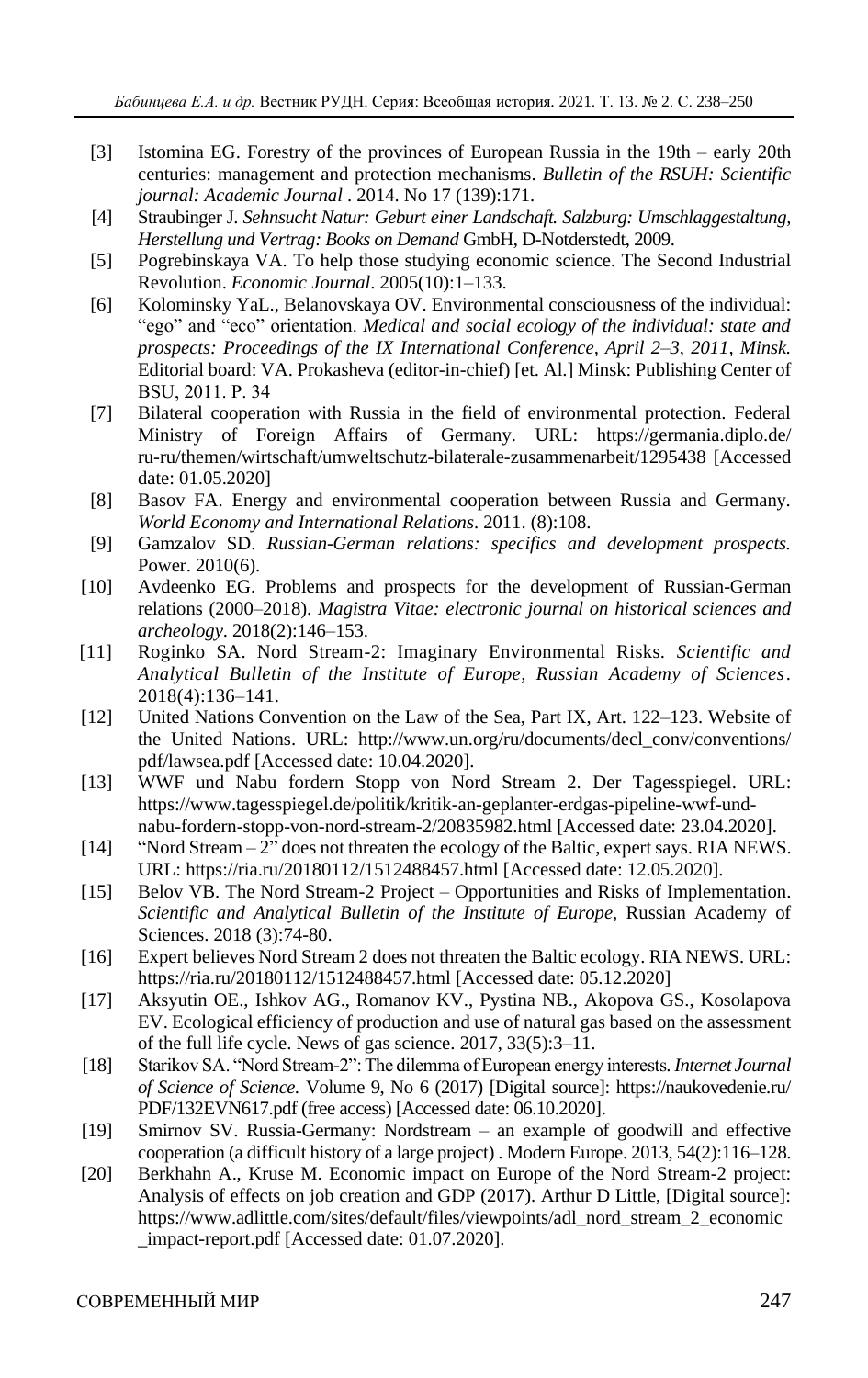[3] Istomina EG. Forestry of the provinces of European Russia in the 19th – early 20th centuries: management and protection mechanisms. *Bulletin of the RSUH: Scientific journal: Academic Journal* . 2014. No 17 (139):171.

[4] Straubinger J. *Sehnsucht Natur: Geburt einer Landschaft. Salzburg: Umschlaggestaltung, Herstellung und Vertrag: Books on Demand* GmbH, D-Notderstedt, 2009.

[5] Pogrebinskaya VA. To help those studying economic science. The Second Industrial Revolution. *Economic Journal*. 2005(10):1–133.

[6] Kolominsky YaL., Belanovskaya OV. Environmental consciousness of the individual: "ego" and "eco" orientation. *Medical and social ecology of the individual: state and prospects: Proceedings of the IX International Conference, April 2–3, 2011, Minsk.* Editorial board: VA. Prokasheva (editor-in-chief) [et. Al.] Minsk: Publishing Center of BSU, 2011. P. 34

[7] Bilateral cooperation with Russia in the field of environmental protection. Federal Ministry of Foreign Affairs of Germany. URL: https://germania.diplo.de/ru-ru/themen/wirtschaft/umweltschutz-bilaterale-zusammenarbeit/1295438 [Accessed date: 01.05.2020]

[8] Basov FA. Energy and environmental cooperation between Russia and Germany. *World Economy and International Relations*. 2011. (8):108.

[9] Gamzalov SD. *Russian-German relations: specifics and development prospects.* Power. 2010(6).

[10] Avdeenko EG. Problems and prospects for the development of Russian-German relations (2000–2018). *Magistra Vitae: electronic journal on historical sciences and archeology*. 2018(2):146–153.

[11] Roginko SA. Nord Stream-2: Imaginary Environmental Risks. *Scientific and Analytical Bulletin of the Institute of Europe, Russian Academy of Sciences*. 2018(4):136–141.

[12] United Nations Convention on the Law of the Sea, Part IX, Art. 122–123. Website of the United Nations. URL: http://www.un.org/ru/documents/decl_conv/conventions/pdf/lawsea.pdf [Accessed date: 10.04.2020].

[13] WWF und Nabu fordern Stopp von Nord Stream 2. Der Tagesspiegel. URL: https://www.tagesspiegel.de/politik/kritik-an-geplanter-erdgas-pipeline-wwf-und-nabu-fordern-stopp-von-nord-stream-2/20835982.html [Accessed date: 23.04.2020].

[14] "Nord Stream – 2" does not threaten the ecology of the Baltic, expert says. RIA NEWS. URL: https://ria.ru/20180112/1512488457.html [Accessed date: 12.05.2020].

[15] Belov VB. The Nord Stream-2 Project – Opportunities and Risks of Implementation. *Scientific and Analytical Bulletin of the Institute of Europe*, Russian Academy of Sciences. 2018 (3):74-80.

[16] Expert believes Nord Stream 2 does not threaten the Baltic ecology. RIA NEWS. URL: https://ria.ru/20180112/1512488457.html [Accessed date: 05.12.2020]

[17] Aksyutin OE., Ishkov AG., Romanov KV., Pystina NB., Akopova GS., Kosolapova EV. Ecological efficiency of production and use of natural gas based on the assessment of the full life cycle. News of gas science. 2017, 33(5):3–11.

[18] Starikov SA. "Nord Stream-2": The dilemma of European energy interests. *Internet Journal of Science of Science.* Volume 9, No 6 (2017) [Digital source]: https://naukovedenie.ru/PDF/132EVN617.pdf (free access) [Accessed date: 06.10.2020].

[19] Smirnov SV. Russia-Germany: Nordstream – an example of goodwill and effective cooperation (a difficult history of a large project) . Modern Europe. 2013, 54(2):116–128.

[20] Berkhahn A., Kruse M. Economic impact on Europe of the Nord Stream-2 project: Analysis of effects on job creation and GDP (2017). Arthur D Little, [Digital source]: https://www.adlittle.com/sites/default/files/viewpoints/adl_nord_stream_2_economic_impact-report.pdf [Accessed date: 01.07.2020].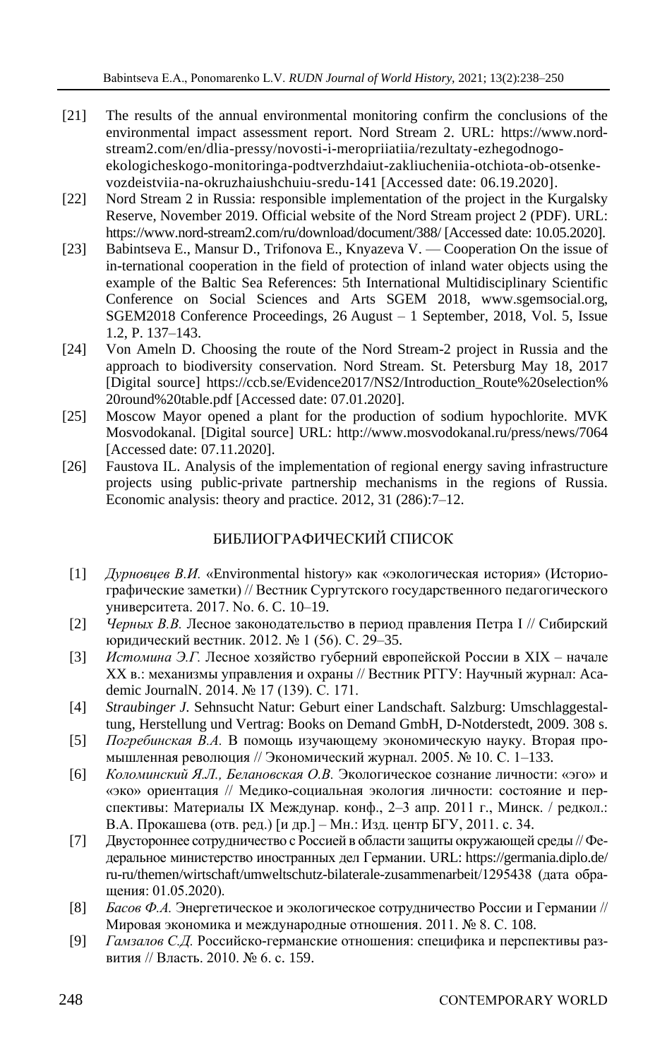[21] The results of the annual environmental monitoring confirm the conclusions of the environmental impact assessment report. Nord Stream 2. URL: https://www.nord-stream2.com/en/dlia-pressy/novosti-i-meropriiatiia/rezultaty-ezhegodnogo-ekologicheskogo-monitoringa-podtverzhdaiut-zakliucheniia-otchiota-ob-otsenke-vozdeistviia-na-okruzhaiushchuiu-sredu-141 [Accessed date: 06.19.2020].

[22] Nord Stream 2 in Russia: responsible implementation of the project in the Kurgalsky Reserve, November 2019. Official website of the Nord Stream project 2 (PDF). URL: https://www.nord-stream2.com/ru/download/document/388/ [Accessed date: 10.05.2020].

[23] Babintseva E., Mansur D., Trifonova E., Knyazeva V. — Cooperation On the issue of in-ternational cooperation in the field of protection of inland water objects using the example of the Baltic Sea References: 5th International Multidisciplinary Scientific Conference on Social Sciences and Arts SGEM 2018, www.sgemsocial.org, SGEM2018 Conference Proceedings, 26 August – 1 September, 2018, Vol. 5, Issue 1.2, P. 137–143.

[24] Von Ameln D. Choosing the route of the Nord Stream-2 project in Russia and the approach to biodiversity conservation. Nord Stream. St. Petersburg May 18, 2017 [Digital source] https://ccb.se/Evidence2017/NS2/Introduction_Route%20selection%20round%20table.pdf [Accessed date: 07.01.2020].

[25] Moscow Mayor opened a plant for the production of sodium hypochlorite. MVK Mosvodokanal. [Digital source] URL: http://www.mosvodokanal.ru/press/news/7064 [Accessed date: 07.11.2020].

[26] Faustova IL. Analysis of the implementation of regional energy saving infrastructure projects using public-private partnership mechanisms in the regions of Russia. Economic analysis: theory and practice. 2012, 31 (286):7–12.

## БИБЛИОГРАФИЧЕСКИЙ СПИСОК

[1] *Дурновцев В.И.* «Environmental history» как «экологическая история» (Историографические заметки) // Вестник Сургутского государственного педагогического университета. 2017. No. 6. С. 10–19.

[2] *Черных В.В.* Лесное законодательство в период правления Петра I // Сибирский юридический вестник. 2012. № 1 (56). С. 29–35.

[3] *Истомина Э.Г.* Лесное хозяйство губерний европейской России в XIX – начале XX в.: механизмы управления и охраны // Вестник РГГУ: Научный журнал: Academic JournalN. 2014. № 17 (139). С. 171.

[4] *Straubinger J.* Sehnsucht Natur: Geburt einer Landschaft. Salzburg: Umschlaggestaltung, Herstellung und Vertrag: Books on Demand GmbH, D-Notderstedt, 2009. 308 s.

[5] *Погребинская В.А.* В помощь изучающему экономическую науку. Вторая промышленная революция // Экономический журнал. 2005. № 10. С. 1–133.

[6] *Коломинский Я.Л., Белановская О.В.* Экологическое сознание личности: «эго» и «эко» ориентация // Медико-социальная экология личности: состояние и перспективы: Материалы IX Междунар. конф., 2–3 апр. 2011 г., Минск. / редкол.: В.А. Прокашева (отв. ред.) [и др.] – Мн.: Изд. центр БГУ, 2011. с. 34.

[7] Двустороннее сотрудничество с Россией в области защиты окружающей среды // Федеральное министерство иностранных дел Германии. URL: https://germania.diplo.de/ru-ru/themen/wirtschaft/umweltschutz-bilaterale-zusammenarbeit/1295438 (дата обращения: 01.05.2020).

[8] *Басов Ф.А.* Энергетическое и экологическое сотрудничество России и Германии // Мировая экономика и международные отношения. 2011. № 8. С. 108.

[9] *Гамзалов С.Д.* Российско-германские отношения: специфика и перспективы развития // Власть. 2010. № 6. с. 159.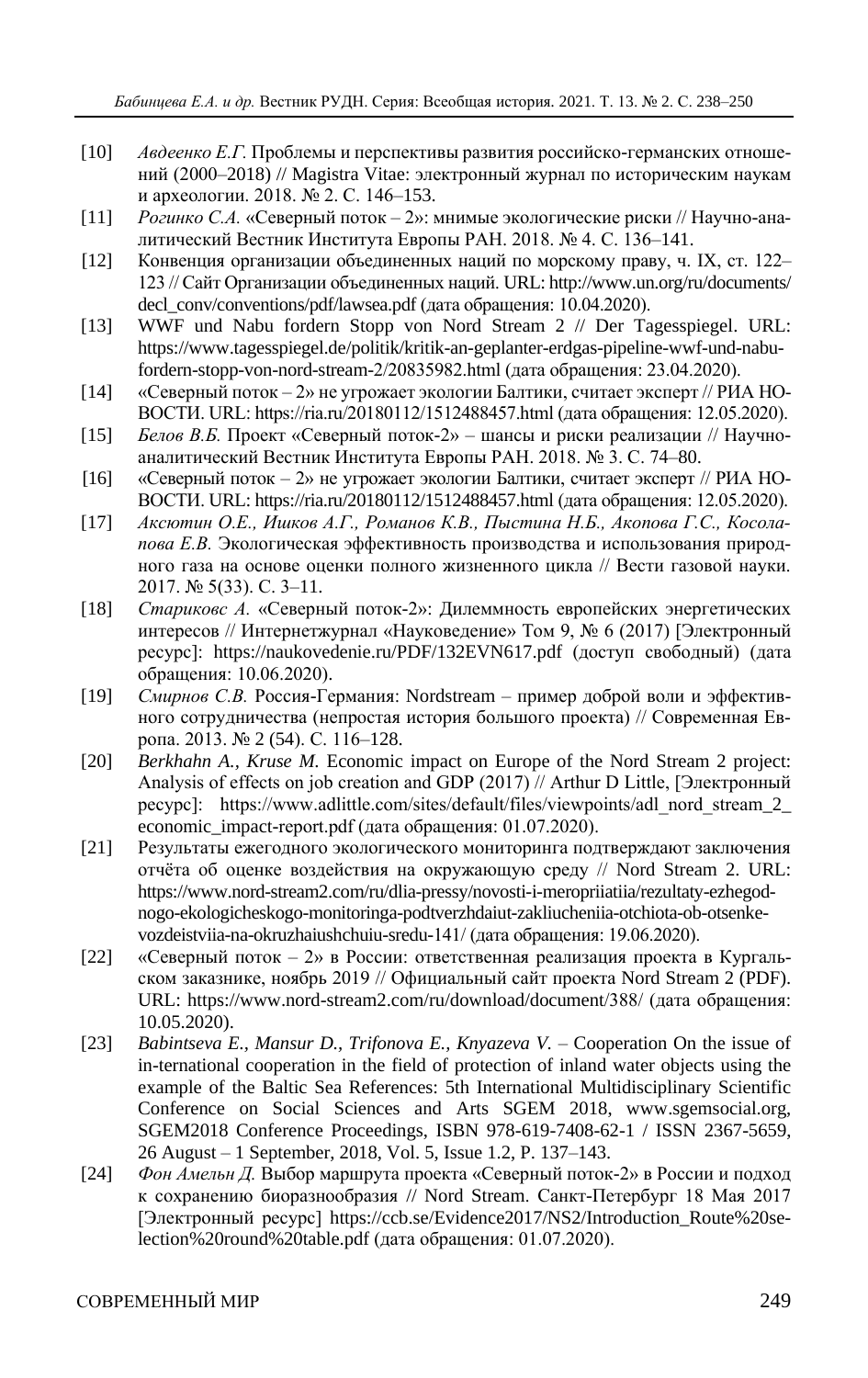[10] *Авдеенко Е.Г.* Проблемы и перспективы развития российско-германских отношений (2000–2018) // Magistra Vitae: электронный журнал по историческим наукам и археологии. 2018. № 2. С. 146–153.

[11] *Рогинко С.А.* «Северный поток – 2»: мнимые экологические риски // Научно-аналитический Вестник Института Европы РАН. 2018. № 4. С. 136–141.

[12] Конвенция организации объединенных наций по морскому праву, ч. IX, ст. 122–123 // Сайт Организации объединенных наций. URL: http://www.un.org/ru/documents/decl_conv/conventions/pdf/lawsea.pdf (дата обращения: 10.04.2020).

[13] WWF und Nabu fordern Stopp von Nord Stream 2 // Der Tagesspiegel. URL: https://www.tagesspiegel.de/politik/kritik-an-geplanter-erdgas-pipeline-wwf-und-nabu-fordern-stopp-von-nord-stream-2/20835982.html (дата обращения: 23.04.2020).

[14] «Северный поток – 2» не угрожает экологии Балтики, считает эксперт // РИА НОВОСТИ. URL: https://ria.ru/20180112/1512488457.html (дата обращения: 12.05.2020).

[15] *Белов В.Б.* Проект «Северный поток-2» – шансы и риски реализации // Научно-аналитический Вестник Института Европы РАН. 2018. № 3. С. 74–80.

[16] «Северный поток – 2» не угрожает экологии Балтики, считает эксперт // РИА НОВОСТИ. URL: https://ria.ru/20180112/1512488457.html (дата обращения: 12.05.2020).

[17] *Аксютин О.Е., Ишков А.Г., Романов К.В., Пыстина Н.Б., Акопова Г.С., Косолапова Е.В.* Экологическая эффективность производства и использования природного газа на основе оценки полного жизненного цикла // Вести газовой науки. 2017. № 5(33). С. 3–11.

[18] *Стариковс А.* «Северный поток-2»: Дилеммность европейских энергетических интересов // Интернетжурнал «Науковедение» Том 9, № 6 (2017) [Электронный ресурс]: https://naukovedenie.ru/PDF/132EVN617.pdf (доступ свободный) (дата обращения: 10.06.2020).

[19] *Смирнов С.В.* Россия-Германия: Nordstream – пример доброй воли и эффективного сотрудничества (непростая история большого проекта) // Современная Европа. 2013. № 2 (54). С. 116–128.

[20] *Berkhahn A., Kruse M.* Economic impact on Europe of the Nord Stream 2 project: Analysis of effects on job creation and GDP (2017) // Arthur D Little, [Электронный ресурс]: https://www.adlittle.com/sites/default/files/viewpoints/adl_nord_stream_2_economic_impact-report.pdf (дата обращения: 01.07.2020).

[21] Результаты ежегодного экологического мониторинга подтверждают заключения отчёта об оценке воздействия на окружающую среду // Nord Stream 2. URL: https://www.nord-stream2.com/ru/dlia-pressy/novosti-i-meropriiatiia/rezultaty-ezhegodnogo-ekologicheskogo-monitoringa-podtverzhdaiut-zakliucheniia-otchiota-ob-otsenke-vozdeistviia-na-okruzhaiushchuiu-sredu-141/ (дата обращения: 19.06.2020).

[22] «Северный поток – 2» в России: ответственная реализация проекта в Кургальском заказнике, ноябрь 2019 // Официальный сайт проекта Nord Stream 2 (PDF). URL: https://www.nord-stream2.com/ru/download/document/388/ (дата обращения: 10.05.2020).

[23] *Babintseva E., Mansur D., Trifonova E., Knyazeva V.* – Cooperation On the issue of in-ternational cooperation in the field of protection of inland water objects using the example of the Baltic Sea References: 5th International Multidisciplinary Scientific Conference on Social Sciences and Arts SGEM 2018, www.sgemsocial.org, SGEM2018 Conference Proceedings, ISBN 978-619-7408-62-1 / ISSN 2367-5659, 26 August – 1 September, 2018, Vol. 5, Issue 1.2, P. 137–143.

[24] *Фон Амельн Д.* Выбор маршрута проекта «Северный поток-2» в России и подход к сохранению биоразнообразия // Nord Stream. Санкт-Петербург 18 Мая 2017 [Электронный ресурс] https://ccb.se/Evidence2017/NS2/Introduction_Route%20selection%20round%20table.pdf (дата обращения: 01.07.2020).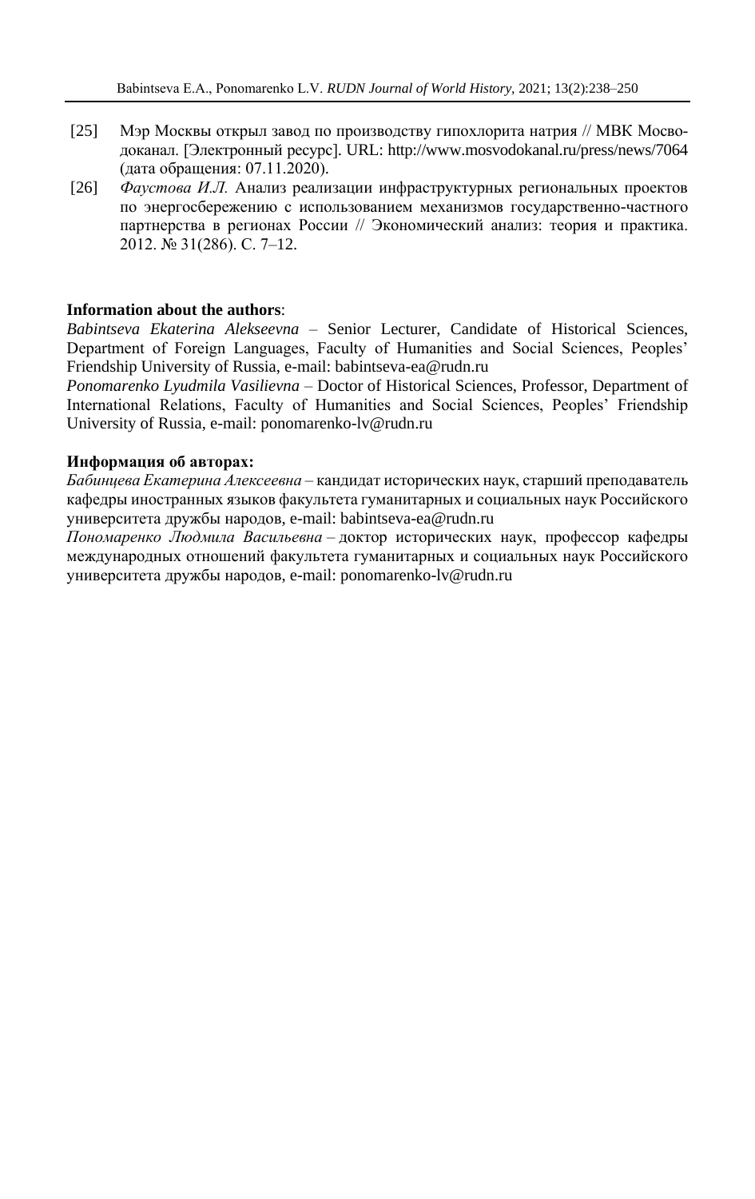[25] Мэр Москвы открыл завод по производству гипохлорита натрия // МВК Мосводоканал. [Электронный ресурс]. URL: http://www.mosvodokanal.ru/press/news/7064 (дата обращения: 07.11.2020).

[26] *Фаустова И.Л.* Анализ реализации инфраструктурных региональных проектов по энергосбережению с использованием механизмов государственно-частного партнерства в регионах России // Экономический анализ: теория и практика. 2012. № 31(286). С. 7–12.

**Information about the authors**:

*Babintseva Ekaterina Alekseevna* – Senior Lecturer, Candidate of Historical Sciences, Department of Foreign Languages, Faculty of Humanities and Social Sciences, Peoples' Friendship University of Russia, e-mail: babintseva-ea@rudn.ru

*Ponomarenko Lyudmila Vasilievna* – Doctor of Historical Sciences, Professor, Department of International Relations, Faculty of Humanities and Social Sciences, Peoples' Friendship University of Russia, e-mail: ponomarenko-lv@rudn.ru

**Информация об авторах:**

*Бабинцева Екатерина Алексеевна* – кандидат исторических наук, старший преподаватель кафедры иностранных языков факультета гуманитарных и социальных наук Российского университета дружбы народов, e-mail: babintseva-ea@rudn.ru

*Пономаренко Людмила Васильевна* – доктор исторических наук, профессор кафедры международных отношений факультета гуманитарных и социальных наук Российского университета дружбы народов, e-mail: ponomarenko-lv@rudn.ru